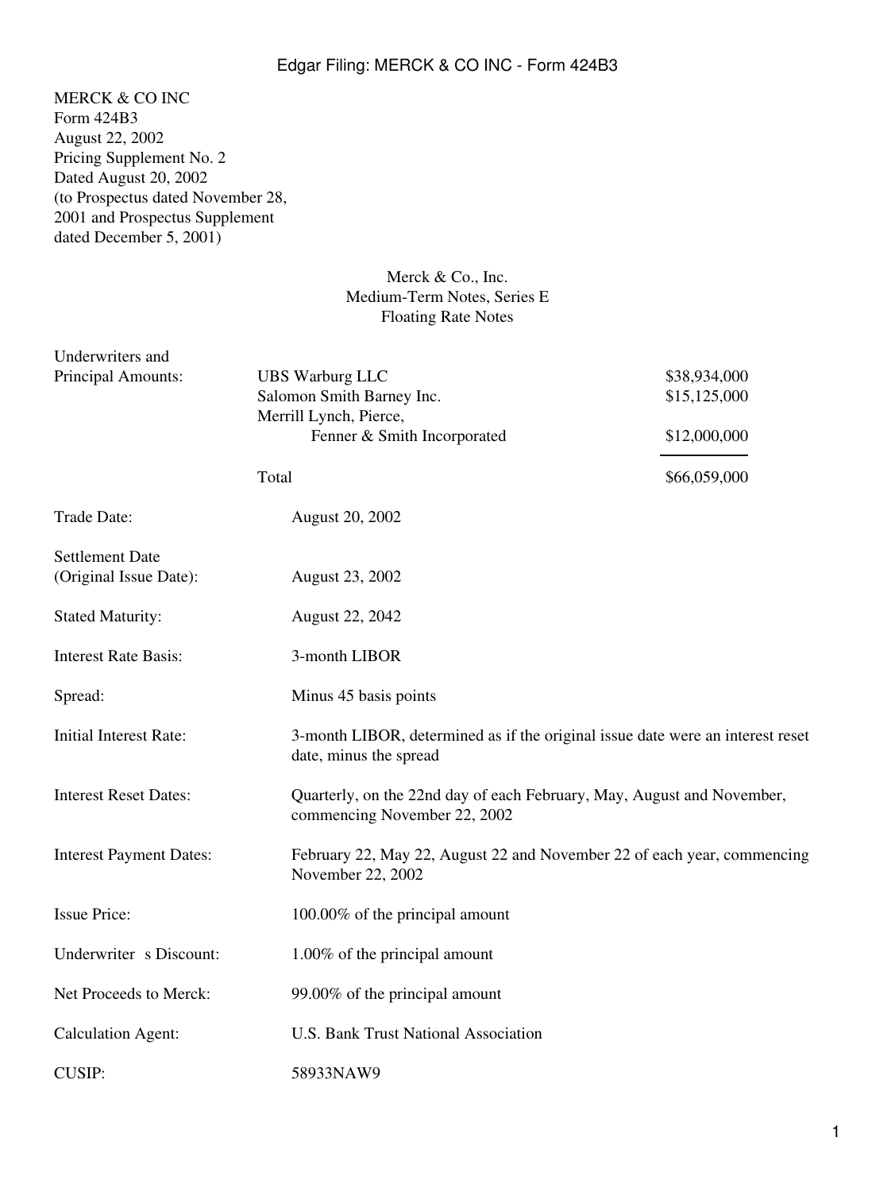MERCK & CO INC
Form 424B3
August 22, 2002
Pricing Supplement No. 2
Dated August 20, 2002
(to Prospectus dated November 28, 2001 and Prospectus Supplement dated December 5, 2001)

**Merck & Co., Inc.**
**Medium-Term Notes, Series E**
**Floating Rate Notes**

| | | |
|---|---|---|
| Underwriters and Principal Amounts: | UBS Warburg LLC | $38,934,000 |
| | Salomon Smith Barney Inc. | $15,125,000 |
| | Merrill Lynch, Pierce, Fenner & Smith Incorporated | $12,000,000 |
| | Total | $66,059,000 |

| | |
|---|---|
| Trade Date: | August 20, 2002 |
| Settlement Date (Original Issue Date): | August 23, 2002 |
| Stated Maturity: | August 22, 2042 |
| Interest Rate Basis: | 3-month LIBOR |
| Spread: | Minus 45 basis points |
| Initial Interest Rate: | 3-month LIBOR, determined as if the original issue date were an interest reset date, minus the spread |
| Interest Reset Dates: | Quarterly, on the 22nd day of each February, May, August and November, commencing November 22, 2002 |
| Interest Payment Dates: | February 22, May 22, August 22 and November 22 of each year, commencing November 22, 2002 |
| Issue Price: | 100.00% of the principal amount |
| Underwriter s Discount: | 1.00% of the principal amount |
| Net Proceeds to Merck: | 99.00% of the principal amount |
| Calculation Agent: | U.S. Bank Trust National Association |
| CUSIP: | 58933NAW9 |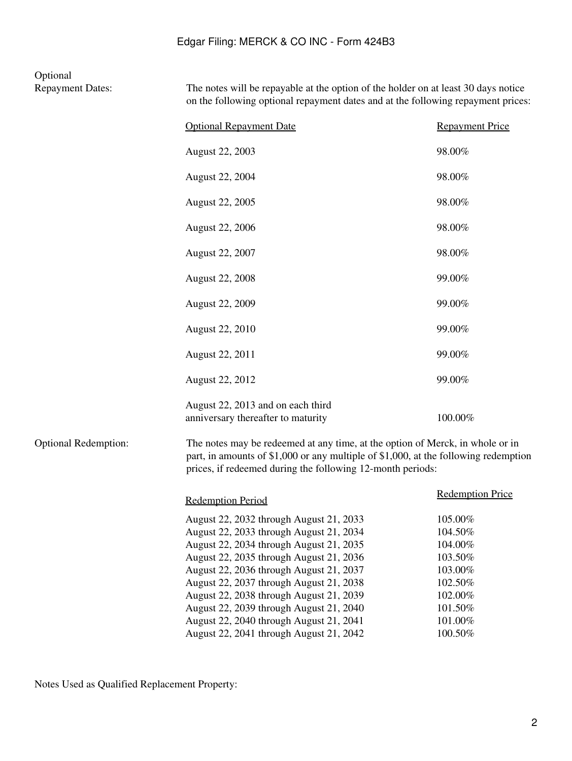**Optional Repayment Dates:** The notes will be repayable at the option of the holder on at least 30 days notice on the following optional repayment dates and at the following repayment prices:

| Optional Repayment Date | Repayment Price |
|---|---|
| August 22, 2003 | 98.00% |
| August 22, 2004 | 98.00% |
| August 22, 2005 | 98.00% |
| August 22, 2006 | 98.00% |
| August 22, 2007 | 98.00% |
| August 22, 2008 | 99.00% |
| August 22, 2009 | 99.00% |
| August 22, 2010 | 99.00% |
| August 22, 2011 | 99.00% |
| August 22, 2012 | 99.00% |
| August 22, 2013 and on each third anniversary thereafter to maturity | 100.00% |

**Optional Redemption:** The notes may be redeemed at any time, at the option of Merck, in whole or in part, in amounts of $1,000 or any multiple of $1,000, at the following redemption prices, if redeemed during the following 12-month periods:

| Redemption Period | Redemption Price |
|---|---|
| August 22, 2032 through August 21, 2033 | 105.00% |
| August 22, 2033 through August 21, 2034 | 104.50% |
| August 22, 2034 through August 21, 2035 | 104.00% |
| August 22, 2035 through August 21, 2036 | 103.50% |
| August 22, 2036 through August 21, 2037 | 103.00% |
| August 22, 2037 through August 21, 2038 | 102.50% |
| August 22, 2038 through August 21, 2039 | 102.00% |
| August 22, 2039 through August 21, 2040 | 101.50% |
| August 22, 2040 through August 21, 2041 | 101.00% |
| August 22, 2041 through August 21, 2042 | 100.50% |

Notes Used as Qualified Replacement Property: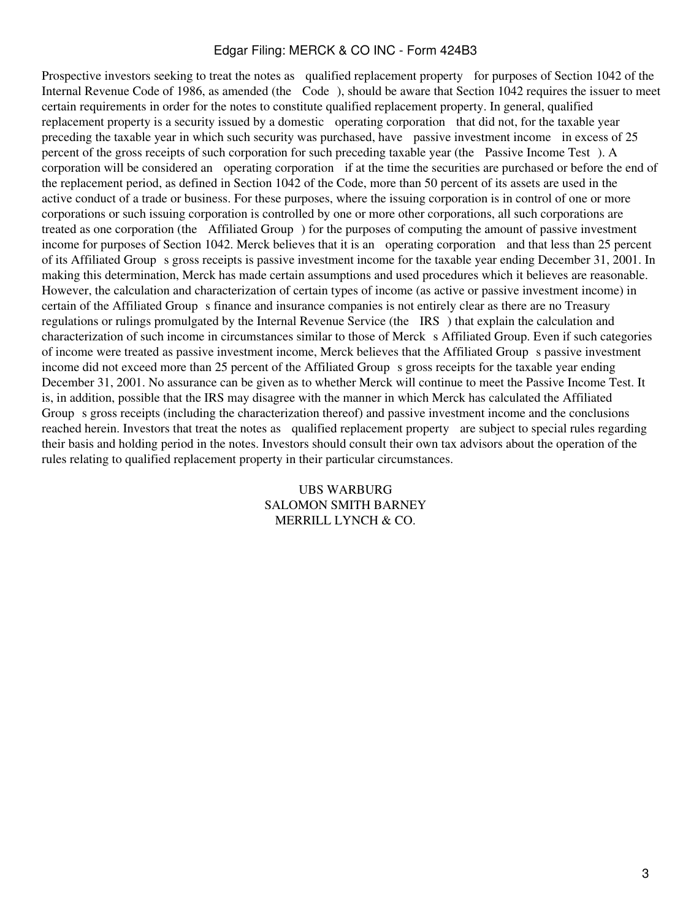Prospective investors seeking to treat the notes as "qualified replacement property" for purposes of Section 1042 of the Internal Revenue Code of 1986, as amended (the "Code"), should be aware that Section 1042 requires the issuer to meet certain requirements in order for the notes to constitute qualified replacement property. In general, qualified replacement property is a security issued by a domestic "operating corporation" that did not, for the taxable year preceding the taxable year in which such security was purchased, have "passive investment income" in excess of 25 percent of the gross receipts of such corporation for such preceding taxable year (the "Passive Income Test"). A corporation will be considered an "operating corporation" if at the time the securities are purchased or before the end of the replacement period, as defined in Section 1042 of the Code, more than 50 percent of its assets are used in the active conduct of a trade or business. For these purposes, where the issuing corporation is in control of one or more corporations or such issuing corporation is controlled by one or more other corporations, all such corporations are treated as one corporation (the "Affiliated Group") for the purposes of computing the amount of passive investment income for purposes of Section 1042. Merck believes that it is an "operating corporation" and that less than 25 percent of its Affiliated Group's gross receipts is passive investment income for the taxable year ending December 31, 2001. In making this determination, Merck has made certain assumptions and used procedures which it believes are reasonable. However, the calculation and characterization of certain types of income (as active or passive investment income) in certain of the Affiliated Group's finance and insurance companies is not entirely clear as there are no Treasury regulations or rulings promulgated by the Internal Revenue Service (the "IRS") that explain the calculation and characterization of such income in circumstances similar to those of Merck's Affiliated Group. Even if such categories of income were treated as passive investment income, Merck believes that the Affiliated Group's passive investment income did not exceed more than 25 percent of the Affiliated Group's gross receipts for the taxable year ending December 31, 2001. No assurance can be given as to whether Merck will continue to meet the Passive Income Test. It is, in addition, possible that the IRS may disagree with the manner in which Merck has calculated the Affiliated Group's gross receipts (including the characterization thereof) and passive investment income and the conclusions reached herein. Investors that treat the notes as "qualified replacement property" are subject to special rules regarding their basis and holding period in the notes. Investors should consult their own tax advisors about the operation of the rules relating to qualified replacement property in their particular circumstances.

UBS WARBURG
SALOMON SMITH BARNEY
MERRILL LYNCH & CO.